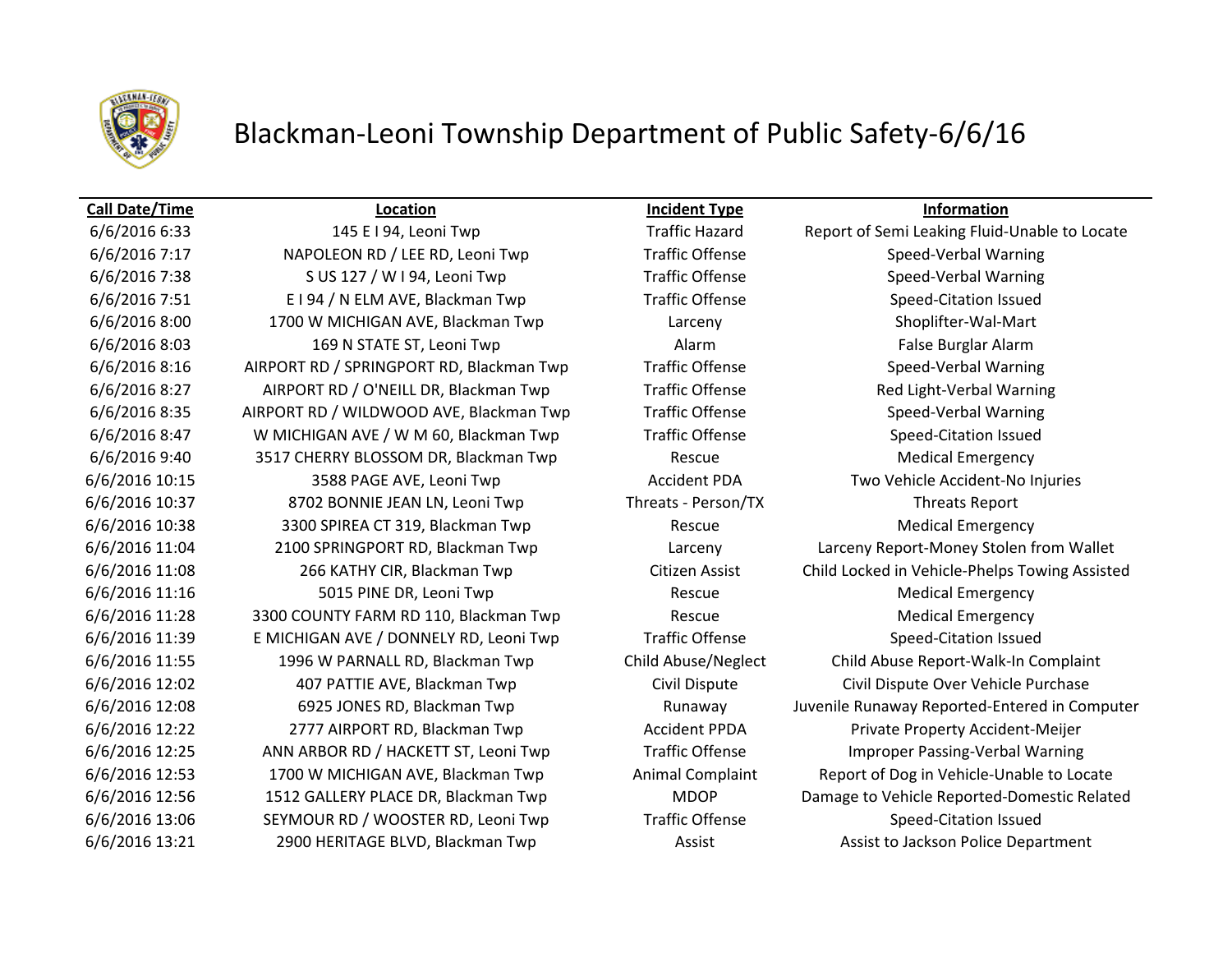# Blackman-Leoni Township Department of Public Safety-6/6/16

| Call Date/Time | Location | Incident Type | Information |
|---|---|---|---|
| 6/6/2016 6:33 | 145 E I 94, Leoni Twp | Traffic Hazard | Report of Semi Leaking Fluid-Unable to Locate |
| 6/6/2016 7:17 | NAPOLEON RD / LEE RD, Leoni Twp | Traffic Offense | Speed-Verbal Warning |
| 6/6/2016 7:38 | S US 127 / W I 94, Leoni Twp | Traffic Offense | Speed-Verbal Warning |
| 6/6/2016 7:51 | E I 94 / N ELM AVE, Blackman Twp | Traffic Offense | Speed-Citation Issued |
| 6/6/2016 8:00 | 1700 W MICHIGAN AVE, Blackman Twp | Larceny | Shoplifter-Wal-Mart |
| 6/6/2016 8:03 | 169 N STATE ST, Leoni Twp | Alarm | False Burglar Alarm |
| 6/6/2016 8:16 | AIRPORT RD / SPRINGPORT RD, Blackman Twp | Traffic Offense | Speed-Verbal Warning |
| 6/6/2016 8:27 | AIRPORT RD / O'NEILL DR, Blackman Twp | Traffic Offense | Red Light-Verbal Warning |
| 6/6/2016 8:35 | AIRPORT RD / WILDWOOD AVE, Blackman Twp | Traffic Offense | Speed-Verbal Warning |
| 6/6/2016 8:47 | W MICHIGAN AVE / W M 60, Blackman Twp | Traffic Offense | Speed-Citation Issued |
| 6/6/2016 9:40 | 3517 CHERRY BLOSSOM DR, Blackman Twp | Rescue | Medical Emergency |
| 6/6/2016 10:15 | 3588 PAGE AVE, Leoni Twp | Accident PDA | Two Vehicle Accident-No Injuries |
| 6/6/2016 10:37 | 8702 BONNIE JEAN LN, Leoni Twp | Threats - Person/TX | Threats Report |
| 6/6/2016 10:38 | 3300 SPIREA CT 319, Blackman Twp | Rescue | Medical Emergency |
| 6/6/2016 11:04 | 2100 SPRINGPORT RD, Blackman Twp | Larceny | Larceny Report-Money Stolen from Wallet |
| 6/6/2016 11:08 | 266 KATHY CIR, Blackman Twp | Citizen Assist | Child Locked in Vehicle-Phelps Towing Assisted |
| 6/6/2016 11:16 | 5015 PINE DR, Leoni Twp | Rescue | Medical Emergency |
| 6/6/2016 11:28 | 3300 COUNTY FARM RD 110, Blackman Twp | Rescue | Medical Emergency |
| 6/6/2016 11:39 | E MICHIGAN AVE / DONNELY RD, Leoni Twp | Traffic Offense | Speed-Citation Issued |
| 6/6/2016 11:55 | 1996 W PARNALL RD, Blackman Twp | Child Abuse/Neglect | Child Abuse Report-Walk-In Complaint |
| 6/6/2016 12:02 | 407 PATTIE AVE, Blackman Twp | Civil Dispute | Civil Dispute Over Vehicle Purchase |
| 6/6/2016 12:08 | 6925 JONES RD, Blackman Twp | Runaway | Juvenile Runaway Reported-Entered in Computer |
| 6/6/2016 12:22 | 2777 AIRPORT RD, Blackman Twp | Accident PPDA | Private Property Accident-Meijer |
| 6/6/2016 12:25 | ANN ARBOR RD / HACKETT ST, Leoni Twp | Traffic Offense | Improper Passing-Verbal Warning |
| 6/6/2016 12:53 | 1700 W MICHIGAN AVE, Blackman Twp | Animal Complaint | Report of Dog in Vehicle-Unable to Locate |
| 6/6/2016 12:56 | 1512 GALLERY PLACE DR, Blackman Twp | MDOP | Damage to Vehicle Reported-Domestic Related |
| 6/6/2016 13:06 | SEYMOUR RD / WOOSTER RD, Leoni Twp | Traffic Offense | Speed-Citation Issued |
| 6/6/2016 13:21 | 2900 HERITAGE BLVD, Blackman Twp | Assist | Assist to Jackson Police Department |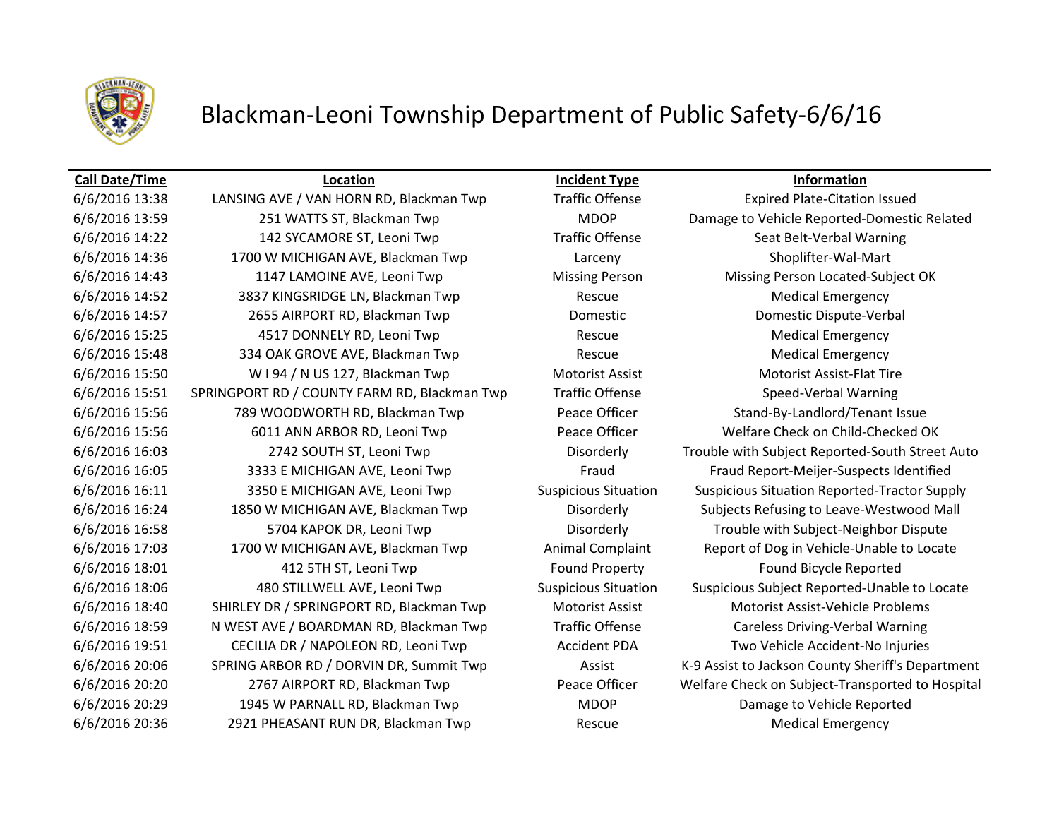# Blackman-Leoni Township Department of Public Safety-6/6/16

| Call Date/Time | Location | Incident Type | Information |
|---|---|---|---|
| 6/6/2016 13:38 | LANSING AVE / VAN HORN RD, Blackman Twp | Traffic Offense | Expired Plate-Citation Issued |
| 6/6/2016 13:59 | 251 WATTS ST, Blackman Twp | MDOP | Damage to Vehicle Reported-Domestic Related |
| 6/6/2016 14:22 | 142 SYCAMORE ST, Leoni Twp | Traffic Offense | Seat Belt-Verbal Warning |
| 6/6/2016 14:36 | 1700 W MICHIGAN AVE, Blackman Twp | Larceny | Shoplifter-Wal-Mart |
| 6/6/2016 14:43 | 1147 LAMOINE AVE, Leoni Twp | Missing Person | Missing Person Located-Subject OK |
| 6/6/2016 14:52 | 3837 KINGSRIDGE LN, Blackman Twp | Rescue | Medical Emergency |
| 6/6/2016 14:57 | 2655 AIRPORT RD, Blackman Twp | Domestic | Domestic Dispute-Verbal |
| 6/6/2016 15:25 | 4517 DONNELY RD, Leoni Twp | Rescue | Medical Emergency |
| 6/6/2016 15:48 | 334 OAK GROVE AVE, Blackman Twp | Rescue | Medical Emergency |
| 6/6/2016 15:50 | W I 94 / N US 127, Blackman Twp | Motorist Assist | Motorist Assist-Flat Tire |
| 6/6/2016 15:51 | SPRINGPORT RD / COUNTY FARM RD, Blackman Twp | Traffic Offense | Speed-Verbal Warning |
| 6/6/2016 15:56 | 789 WOODWORTH RD, Blackman Twp | Peace Officer | Stand-By-Landlord/Tenant Issue |
| 6/6/2016 15:56 | 6011 ANN ARBOR RD, Leoni Twp | Peace Officer | Welfare Check on Child-Checked OK |
| 6/6/2016 16:03 | 2742 SOUTH ST, Leoni Twp | Disorderly | Trouble with Subject Reported-South Street Auto |
| 6/6/2016 16:05 | 3333 E MICHIGAN AVE, Leoni Twp | Fraud | Fraud Report-Meijer-Suspects Identified |
| 6/6/2016 16:11 | 3350 E MICHIGAN AVE, Leoni Twp | Suspicious Situation | Suspicious Situation Reported-Tractor Supply |
| 6/6/2016 16:24 | 1850 W MICHIGAN AVE, Blackman Twp | Disorderly | Subjects Refusing to Leave-Westwood Mall |
| 6/6/2016 16:58 | 5704 KAPOK DR, Leoni Twp | Disorderly | Trouble with Subject-Neighbor Dispute |
| 6/6/2016 17:03 | 1700 W MICHIGAN AVE, Blackman Twp | Animal Complaint | Report of Dog in Vehicle-Unable to Locate |
| 6/6/2016 18:01 | 412 5TH ST, Leoni Twp | Found Property | Found Bicycle Reported |
| 6/6/2016 18:06 | 480 STILLWELL AVE, Leoni Twp | Suspicious Situation | Suspicious Subject Reported-Unable to Locate |
| 6/6/2016 18:40 | SHIRLEY DR / SPRINGPORT RD, Blackman Twp | Motorist Assist | Motorist Assist-Vehicle Problems |
| 6/6/2016 18:59 | N WEST AVE / BOARDMAN RD, Blackman Twp | Traffic Offense | Careless Driving-Verbal Warning |
| 6/6/2016 19:51 | CECILIA DR / NAPOLEON RD, Leoni Twp | Accident PDA | Two Vehicle Accident-No Injuries |
| 6/6/2016 20:06 | SPRING ARBOR RD / DORVIN DR, Summit Twp | Assist | K-9 Assist to Jackson County Sheriff's Department |
| 6/6/2016 20:20 | 2767 AIRPORT RD, Blackman Twp | Peace Officer | Welfare Check on Subject-Transported to Hospital |
| 6/6/2016 20:29 | 1945 W PARNALL RD, Blackman Twp | MDOP | Damage to Vehicle Reported |
| 6/6/2016 20:36 | 2921 PHEASANT RUN DR, Blackman Twp | Rescue | Medical Emergency |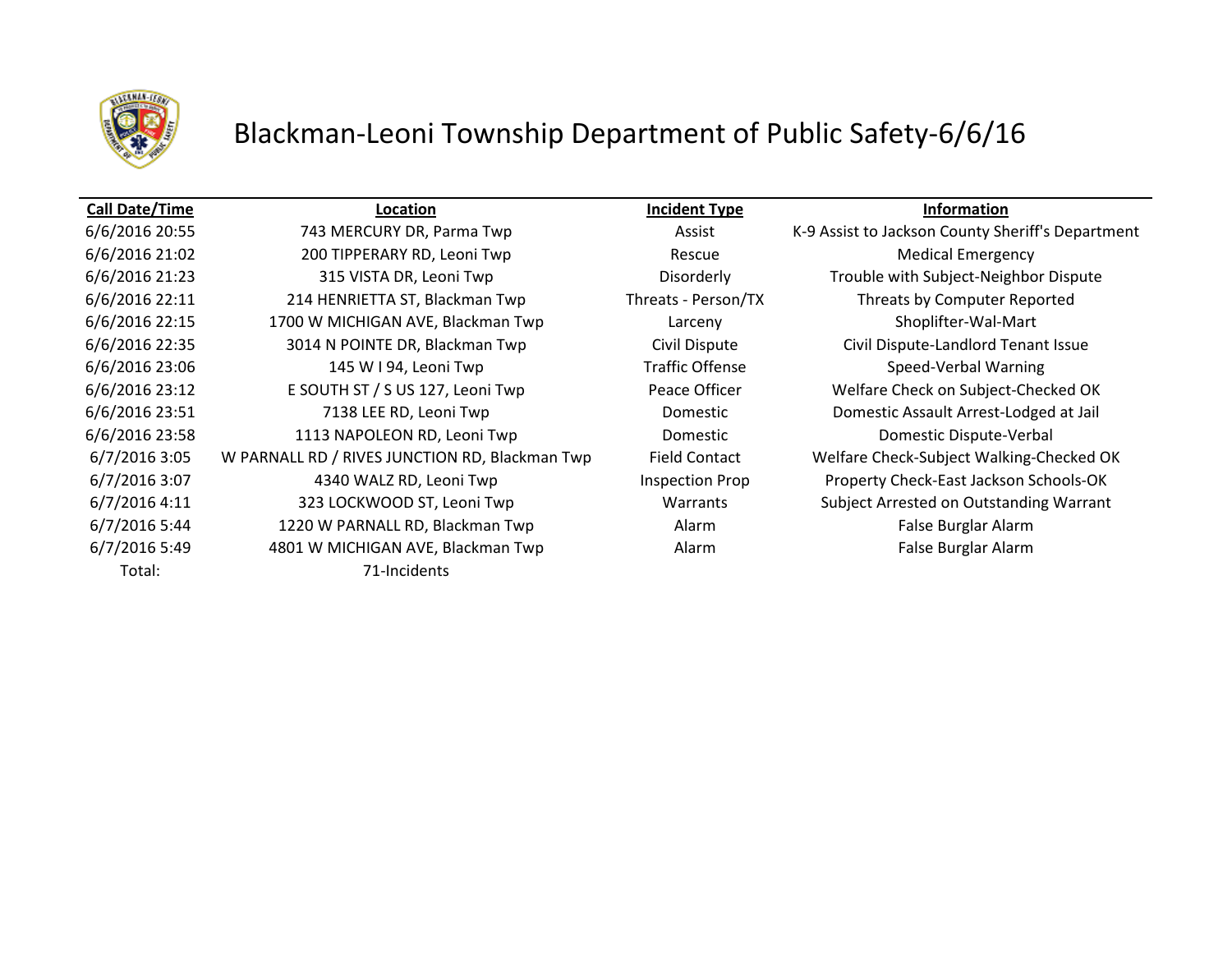# Blackman-Leoni Township Department of Public Safety-6/6/16

| Call Date/Time | Location | Incident Type | Information |
|---|---|---|---|
| 6/6/2016 20:55 | 743 MERCURY DR, Parma Twp | Assist | K-9 Assist to Jackson County Sheriff's Department |
| 6/6/2016 21:02 | 200 TIPPERARY RD, Leoni Twp | Rescue | Medical Emergency |
| 6/6/2016 21:23 | 315 VISTA DR, Leoni Twp | Disorderly | Trouble with Subject-Neighbor Dispute |
| 6/6/2016 22:11 | 214 HENRIETTA ST, Blackman Twp | Threats - Person/TX | Threats by Computer Reported |
| 6/6/2016 22:15 | 1700 W MICHIGAN AVE, Blackman Twp | Larceny | Shoplifter-Wal-Mart |
| 6/6/2016 22:35 | 3014 N POINTE DR, Blackman Twp | Civil Dispute | Civil Dispute-Landlord Tenant Issue |
| 6/6/2016 23:06 | 145 W I 94, Leoni Twp | Traffic Offense | Speed-Verbal Warning |
| 6/6/2016 23:12 | E SOUTH ST / S US 127, Leoni Twp | Peace Officer | Welfare Check on Subject-Checked OK |
| 6/6/2016 23:51 | 7138 LEE RD, Leoni Twp | Domestic | Domestic Assault Arrest-Lodged at Jail |
| 6/6/2016 23:58 | 1113 NAPOLEON RD, Leoni Twp | Domestic | Domestic Dispute-Verbal |
| 6/7/2016 3:05 | W PARNALL RD / RIVES JUNCTION RD, Blackman Twp | Field Contact | Welfare Check-Subject Walking-Checked OK |
| 6/7/2016 3:07 | 4340 WALZ RD, Leoni Twp | Inspection Prop | Property Check-East Jackson Schools-OK |
| 6/7/2016 4:11 | 323 LOCKWOOD ST, Leoni Twp | Warrants | Subject Arrested on Outstanding Warrant |
| 6/7/2016 5:44 | 1220 W PARNALL RD, Blackman Twp | Alarm | False Burglar Alarm |
| 6/7/2016 5:49 | 4801 W MICHIGAN AVE, Blackman Twp | Alarm | False Burglar Alarm |
| Total: | 71-Incidents | | |